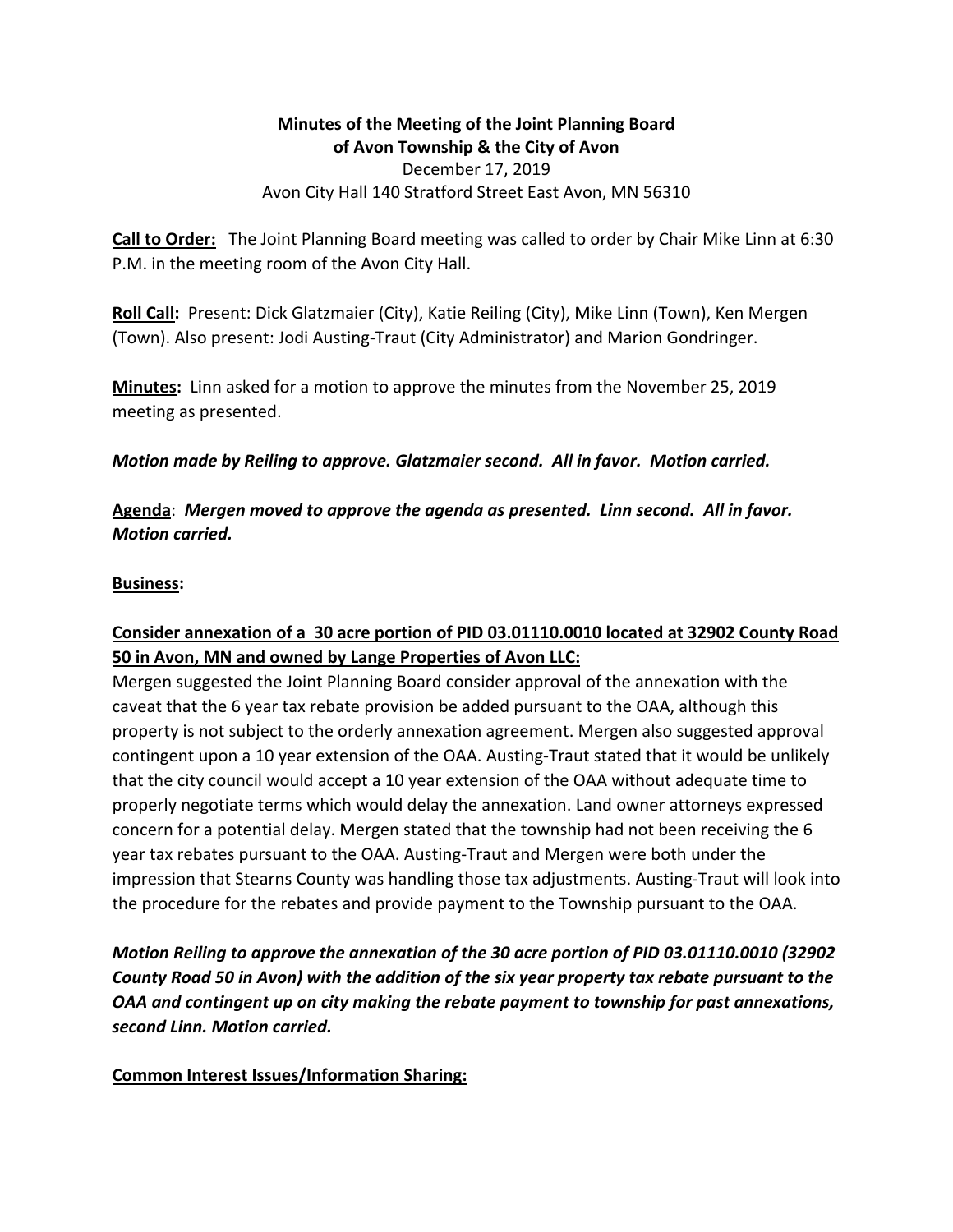**Minutes of the Meeting of the Joint Planning Board**
**of Avon Township & the City of Avon**
December 17, 2019
Avon City Hall 140 Stratford Street East Avon, MN 56310

**Call to Order:** The Joint Planning Board meeting was called to order by Chair Mike Linn at 6:30 P.M. in the meeting room of the Avon City Hall.

**Roll Call:** Present: Dick Glatzmaier (City), Katie Reiling (City), Mike Linn (Town), Ken Mergen (Town). Also present: Jodi Austing-Traut (City Administrator) and Marion Gondringer.

**Minutes:** Linn asked for a motion to approve the minutes from the November 25, 2019 meeting as presented.

***Motion made by Reiling to approve. Glatzmaier second. All in favor. Motion carried.***

**Agenda**: ***Mergen moved to approve the agenda as presented. Linn second. All in favor. Motion carried.***

**Business:**

**Consider annexation of a 30 acre portion of PID 03.01110.0010 located at 32902 County Road 50 in Avon, MN and owned by Lange Properties of Avon LLC:**

Mergen suggested the Joint Planning Board consider approval of the annexation with the caveat that the 6 year tax rebate provision be added pursuant to the OAA, although this property is not subject to the orderly annexation agreement. Mergen also suggested approval contingent upon a 10 year extension of the OAA. Austing-Traut stated that it would be unlikely that the city council would accept a 10 year extension of the OAA without adequate time to properly negotiate terms which would delay the annexation. Land owner attorneys expressed concern for a potential delay. Mergen stated that the township had not been receiving the 6 year tax rebates pursuant to the OAA. Austing-Traut and Mergen were both under the impression that Stearns County was handling those tax adjustments. Austing-Traut will look into the procedure for the rebates and provide payment to the Township pursuant to the OAA.

***Motion Reiling to approve the annexation of the 30 acre portion of PID 03.01110.0010 (32902 County Road 50 in Avon) with the addition of the six year property tax rebate pursuant to the OAA and contingent up on city making the rebate payment to township for past annexations, second Linn. Motion carried.***

**Common Interest Issues/Information Sharing:**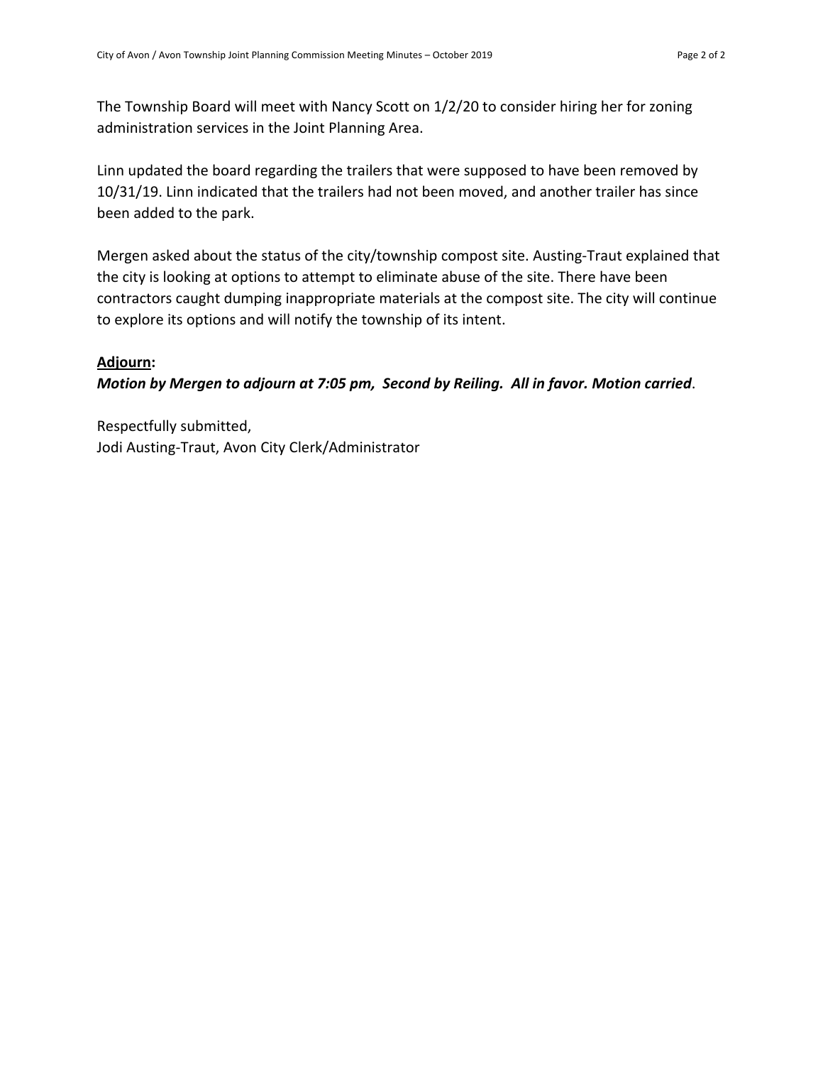The Township Board will meet with Nancy Scott on 1/2/20 to consider hiring her for zoning administration services in the Joint Planning Area.

Linn updated the board regarding the trailers that were supposed to have been removed by 10/31/19. Linn indicated that the trailers had not been moved, and another trailer has since been added to the park.

Mergen asked about the status of the city/township compost site. Austing-Traut explained that the city is looking at options to attempt to eliminate abuse of the site. There have been contractors caught dumping inappropriate materials at the compost site. The city will continue to explore its options and will notify the township of its intent.

**Adjourn:**

***Motion by Mergen to adjourn at 7:05 pm, Second by Reiling. All in favor. Motion carried***.

Respectfully submitted,
Jodi Austing-Traut, Avon City Clerk/Administrator